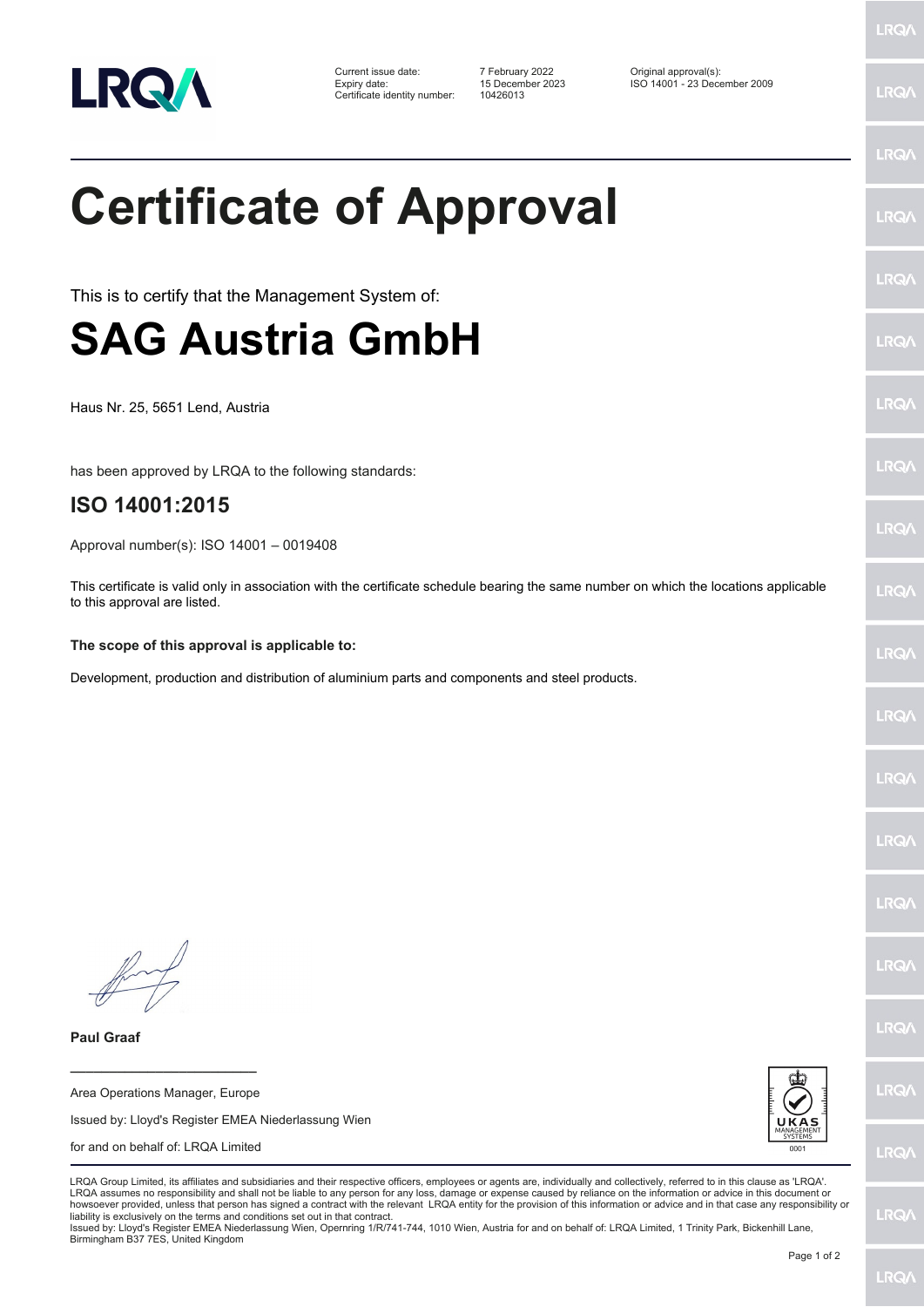| | | | |
|---|---|---|---|
| Current issue date: | 7 February 2022 | Original approval(s): | |
| Expiry date: | 15 December 2023 | ISO 14001 - 23 December 2009 | |
| Certificate identity number: | 10426013 | | |

# Certificate of Approval

This is to certify that the Management System of:

# SAG Austria GmbH

Haus Nr. 25, 5651 Lend, Austria

has been approved by LRQA to the following standards:

## ISO 14001:2015

Approval number(s): ISO 14001 – 0019408

This certificate is valid only in association with the certificate schedule bearing the same number on which the locations applicable to this approval are listed.

**The scope of this approval is applicable to:**

Development, production and distribution of aluminium parts and components and steel products.

**Paul Graaf**

Area Operations Manager, Europe

Issued by: Lloyd's Register EMEA Niederlassung Wien

for and on behalf of: LRQA Limited

LRQA Group Limited, its affiliates and subsidiaries and their respective officers, employees or agents are, individually and collectively, referred to in this clause as 'LRQA'. LRQA assumes no responsibility and shall not be liable to any person for any loss, damage or expense caused by reliance on the information or advice in this document or howsoever provided, unless that person has signed a contract with the relevant LRQA entity for the provision of this information or advice and in that case any responsibility or liability is exclusively on the terms and conditions set out in that contract.
Issued by: Lloyd's Register EMEA Niederlassung Wien, Opernring 1/R/741-744, 1010 Wien, Austria for and on behalf of: LRQA Limited, 1 Trinity Park, Bickenhill Lane, Birmingham B37 7ES, United Kingdom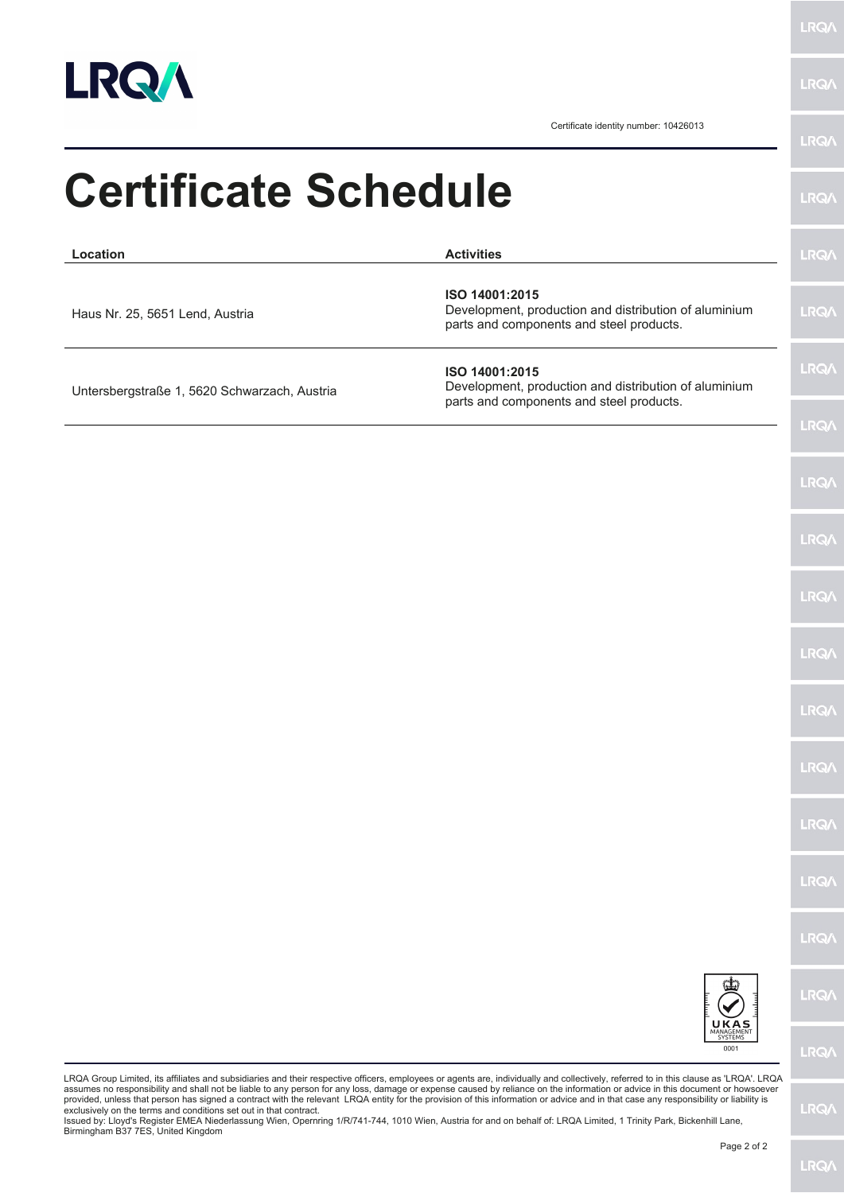Certificate identity number: 10426013

# Certificate Schedule

| Location | Activities |
|---|---|
| Haus Nr. 25, 5651 Lend, Austria | **ISO 14001:2015**<br>Development, production and distribution of aluminium parts and components and steel products. |
| Untersbergstraße 1, 5620 Schwarzach, Austria | **ISO 14001:2015**<br>Development, production and distribution of aluminium parts and components and steel products. |

UKAS MANAGEMENT SYSTEMS
0001

LRQA Group Limited, its affiliates and subsidiaries and their respective officers, employees or agents are, individually and collectively, referred to in this clause as 'LRQA'. LRQA assumes no responsibility and shall not be liable to any person for any loss, damage or expense caused by reliance on the information or advice in this document or howsoever provided, unless that person has signed a contract with the relevant LRQA entity for the provision of this information or advice and in that case any responsibility or liability is exclusively on the terms and conditions set out in that contract.
Issued by: Lloyd's Register EMEA Niederlassung Wien, Opernring 1/R/741-744, 1010 Wien, Austria for and on behalf of: LRQA Limited, 1 Trinity Park, Bickenhill Lane, Birmingham B37 7ES, United Kingdom